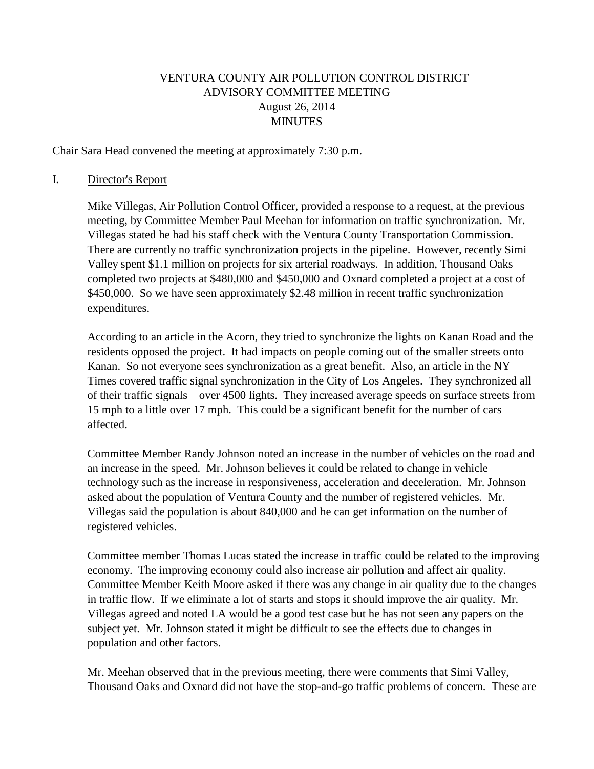# VENTURA COUNTY AIR POLLUTION CONTROL DISTRICT
## ADVISORY COMMITTEE MEETING
## August 26, 2014
## MINUTES

Chair Sara Head convened the meeting at approximately 7:30 p.m.

I. Director's Report

Mike Villegas, Air Pollution Control Officer, provided a response to a request, at the previous meeting, by Committee Member Paul Meehan for information on traffic synchronization. Mr. Villegas stated he had his staff check with the Ventura County Transportation Commission. There are currently no traffic synchronization projects in the pipeline. However, recently Simi Valley spent $1.1 million on projects for six arterial roadways. In addition, Thousand Oaks completed two projects at $480,000 and $450,000 and Oxnard completed a project at a cost of $450,000. So we have seen approximately $2.48 million in recent traffic synchronization expenditures.

According to an article in the Acorn, they tried to synchronize the lights on Kanan Road and the residents opposed the project. It had impacts on people coming out of the smaller streets onto Kanan. So not everyone sees synchronization as a great benefit. Also, an article in the NY Times covered traffic signal synchronization in the City of Los Angeles. They synchronized all of their traffic signals – over 4500 lights. They increased average speeds on surface streets from 15 mph to a little over 17 mph. This could be a significant benefit for the number of cars affected.

Committee Member Randy Johnson noted an increase in the number of vehicles on the road and an increase in the speed. Mr. Johnson believes it could be related to change in vehicle technology such as the increase in responsiveness, acceleration and deceleration. Mr. Johnson asked about the population of Ventura County and the number of registered vehicles. Mr. Villegas said the population is about 840,000 and he can get information on the number of registered vehicles.

Committee member Thomas Lucas stated the increase in traffic could be related to the improving economy. The improving economy could also increase air pollution and affect air quality. Committee Member Keith Moore asked if there was any change in air quality due to the changes in traffic flow. If we eliminate a lot of starts and stops it should improve the air quality. Mr. Villegas agreed and noted LA would be a good test case but he has not seen any papers on the subject yet. Mr. Johnson stated it might be difficult to see the effects due to changes in population and other factors.

Mr. Meehan observed that in the previous meeting, there were comments that Simi Valley, Thousand Oaks and Oxnard did not have the stop-and-go traffic problems of concern. These are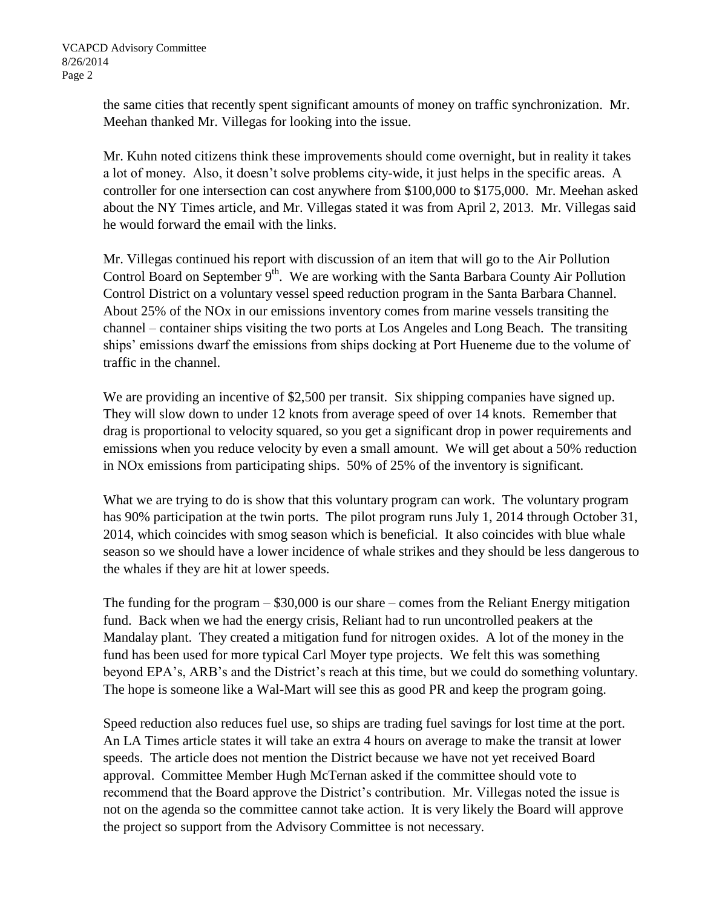the same cities that recently spent significant amounts of money on traffic synchronization. Mr. Meehan thanked Mr. Villegas for looking into the issue.

Mr. Kuhn noted citizens think these improvements should come overnight, but in reality it takes a lot of money. Also, it doesn't solve problems city-wide, it just helps in the specific areas. A controller for one intersection can cost anywhere from $100,000 to $175,000. Mr. Meehan asked about the NY Times article, and Mr. Villegas stated it was from April 2, 2013. Mr. Villegas said he would forward the email with the links.

Mr. Villegas continued his report with discussion of an item that will go to the Air Pollution Control Board on September 9th. We are working with the Santa Barbara County Air Pollution Control District on a voluntary vessel speed reduction program in the Santa Barbara Channel. About 25% of the NOx in our emissions inventory comes from marine vessels transiting the channel – container ships visiting the two ports at Los Angeles and Long Beach. The transiting ships' emissions dwarf the emissions from ships docking at Port Hueneme due to the volume of traffic in the channel.

We are providing an incentive of $2,500 per transit. Six shipping companies have signed up. They will slow down to under 12 knots from average speed of over 14 knots. Remember that drag is proportional to velocity squared, so you get a significant drop in power requirements and emissions when you reduce velocity by even a small amount. We will get about a 50% reduction in NOx emissions from participating ships. 50% of 25% of the inventory is significant.

What we are trying to do is show that this voluntary program can work. The voluntary program has 90% participation at the twin ports. The pilot program runs July 1, 2014 through October 31, 2014, which coincides with smog season which is beneficial. It also coincides with blue whale season so we should have a lower incidence of whale strikes and they should be less dangerous to the whales if they are hit at lower speeds.

The funding for the program – $30,000 is our share – comes from the Reliant Energy mitigation fund. Back when we had the energy crisis, Reliant had to run uncontrolled peakers at the Mandalay plant. They created a mitigation fund for nitrogen oxides. A lot of the money in the fund has been used for more typical Carl Moyer type projects. We felt this was something beyond EPA's, ARB's and the District's reach at this time, but we could do something voluntary. The hope is someone like a Wal-Mart will see this as good PR and keep the program going.

Speed reduction also reduces fuel use, so ships are trading fuel savings for lost time at the port. An LA Times article states it will take an extra 4 hours on average to make the transit at lower speeds. The article does not mention the District because we have not yet received Board approval. Committee Member Hugh McTernan asked if the committee should vote to recommend that the Board approve the District's contribution. Mr. Villegas noted the issue is not on the agenda so the committee cannot take action. It is very likely the Board will approve the project so support from the Advisory Committee is not necessary.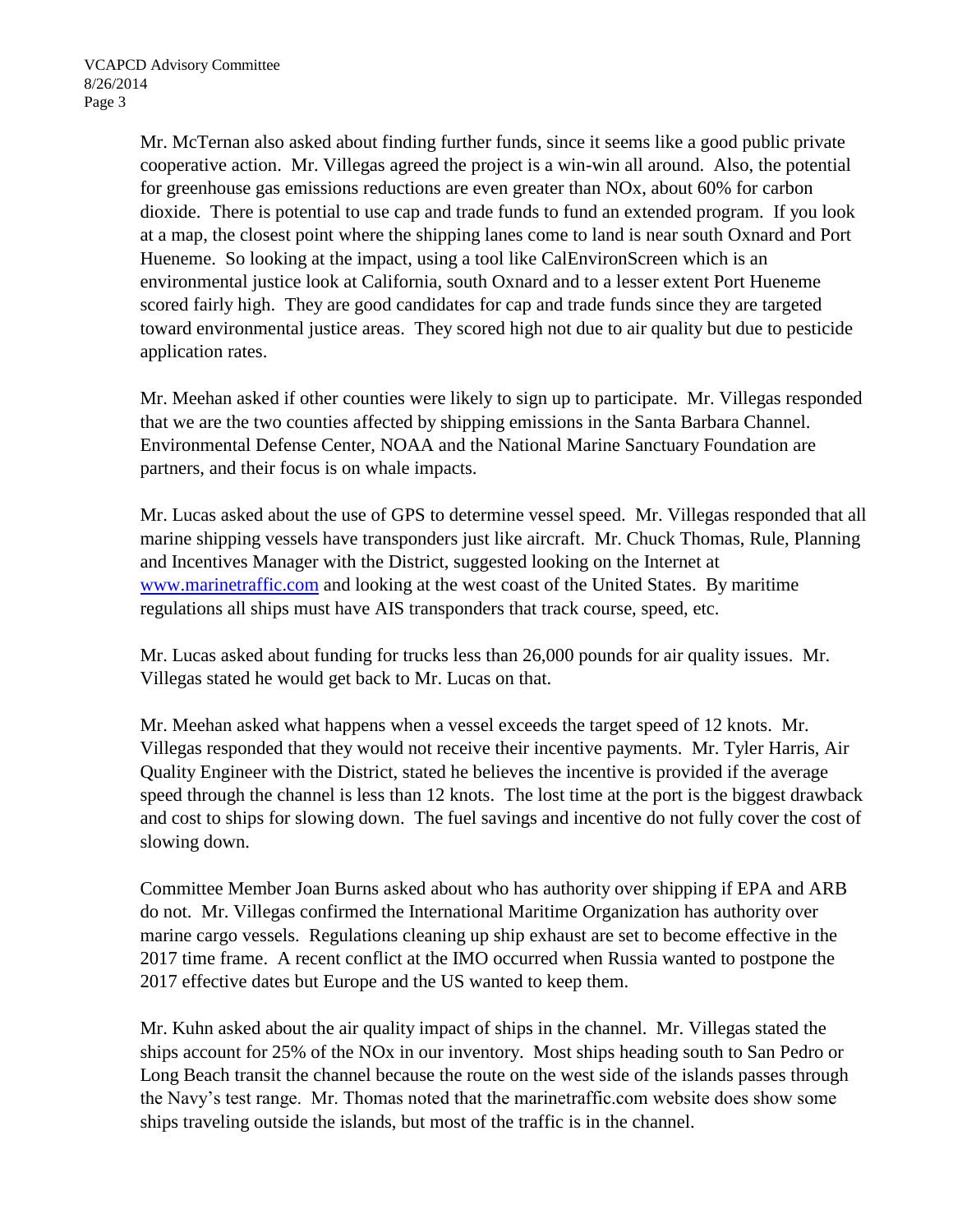Mr. McTernan also asked about finding further funds, since it seems like a good public private cooperative action. Mr. Villegas agreed the project is a win-win all around. Also, the potential for greenhouse gas emissions reductions are even greater than NOx, about 60% for carbon dioxide. There is potential to use cap and trade funds to fund an extended program. If you look at a map, the closest point where the shipping lanes come to land is near south Oxnard and Port Hueneme. So looking at the impact, using a tool like CalEnvironScreen which is an environmental justice look at California, south Oxnard and to a lesser extent Port Hueneme scored fairly high. They are good candidates for cap and trade funds since they are targeted toward environmental justice areas. They scored high not due to air quality but due to pesticide application rates.

Mr. Meehan asked if other counties were likely to sign up to participate. Mr. Villegas responded that we are the two counties affected by shipping emissions in the Santa Barbara Channel. Environmental Defense Center, NOAA and the National Marine Sanctuary Foundation are partners, and their focus is on whale impacts.

Mr. Lucas asked about the use of GPS to determine vessel speed. Mr. Villegas responded that all marine shipping vessels have transponders just like aircraft. Mr. Chuck Thomas, Rule, Planning and Incentives Manager with the District, suggested looking on the Internet at www.marinetraffic.com and looking at the west coast of the United States. By maritime regulations all ships must have AIS transponders that track course, speed, etc.

Mr. Lucas asked about funding for trucks less than 26,000 pounds for air quality issues. Mr. Villegas stated he would get back to Mr. Lucas on that.

Mr. Meehan asked what happens when a vessel exceeds the target speed of 12 knots. Mr. Villegas responded that they would not receive their incentive payments. Mr. Tyler Harris, Air Quality Engineer with the District, stated he believes the incentive is provided if the average speed through the channel is less than 12 knots. The lost time at the port is the biggest drawback and cost to ships for slowing down. The fuel savings and incentive do not fully cover the cost of slowing down.

Committee Member Joan Burns asked about who has authority over shipping if EPA and ARB do not. Mr. Villegas confirmed the International Maritime Organization has authority over marine cargo vessels. Regulations cleaning up ship exhaust are set to become effective in the 2017 time frame. A recent conflict at the IMO occurred when Russia wanted to postpone the 2017 effective dates but Europe and the US wanted to keep them.

Mr. Kuhn asked about the air quality impact of ships in the channel. Mr. Villegas stated the ships account for 25% of the NOx in our inventory. Most ships heading south to San Pedro or Long Beach transit the channel because the route on the west side of the islands passes through the Navy's test range. Mr. Thomas noted that the marinetraffic.com website does show some ships traveling outside the islands, but most of the traffic is in the channel.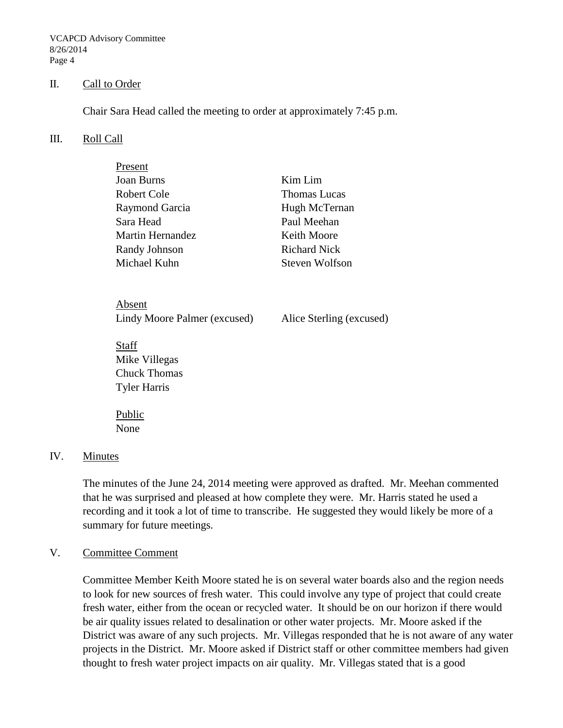## II. Call to Order

Chair Sara Head called the meeting to order at approximately 7:45 p.m.

## III. Roll Call

Present

| | |
|---|---|
| Joan Burns | Kim Lim |
| Robert Cole | Thomas Lucas |
| Raymond Garcia | Hugh McTernan |
| Sara Head | Paul Meehan |
| Martin Hernandez | Keith Moore |
| Randy Johnson | Richard Nick |
| Michael Kuhn | Steven Wolfson |

Absent

| | |
|---|---|
| Lindy Moore Palmer (excused) | Alice Sterling (excused) |

Staff

Mike Villegas
Chuck Thomas
Tyler Harris

Public

None

## IV. Minutes

The minutes of the June 24, 2014 meeting were approved as drafted. Mr. Meehan commented that he was surprised and pleased at how complete they were. Mr. Harris stated he used a recording and it took a lot of time to transcribe. He suggested they would likely be more of a summary for future meetings.

## V. Committee Comment

Committee Member Keith Moore stated he is on several water boards also and the region needs to look for new sources of fresh water. This could involve any type of project that could create fresh water, either from the ocean or recycled water. It should be on our horizon if there would be air quality issues related to desalination or other water projects. Mr. Moore asked if the District was aware of any such projects. Mr. Villegas responded that he is not aware of any water projects in the District. Mr. Moore asked if District staff or other committee members had given thought to fresh water project impacts on air quality. Mr. Villegas stated that is a good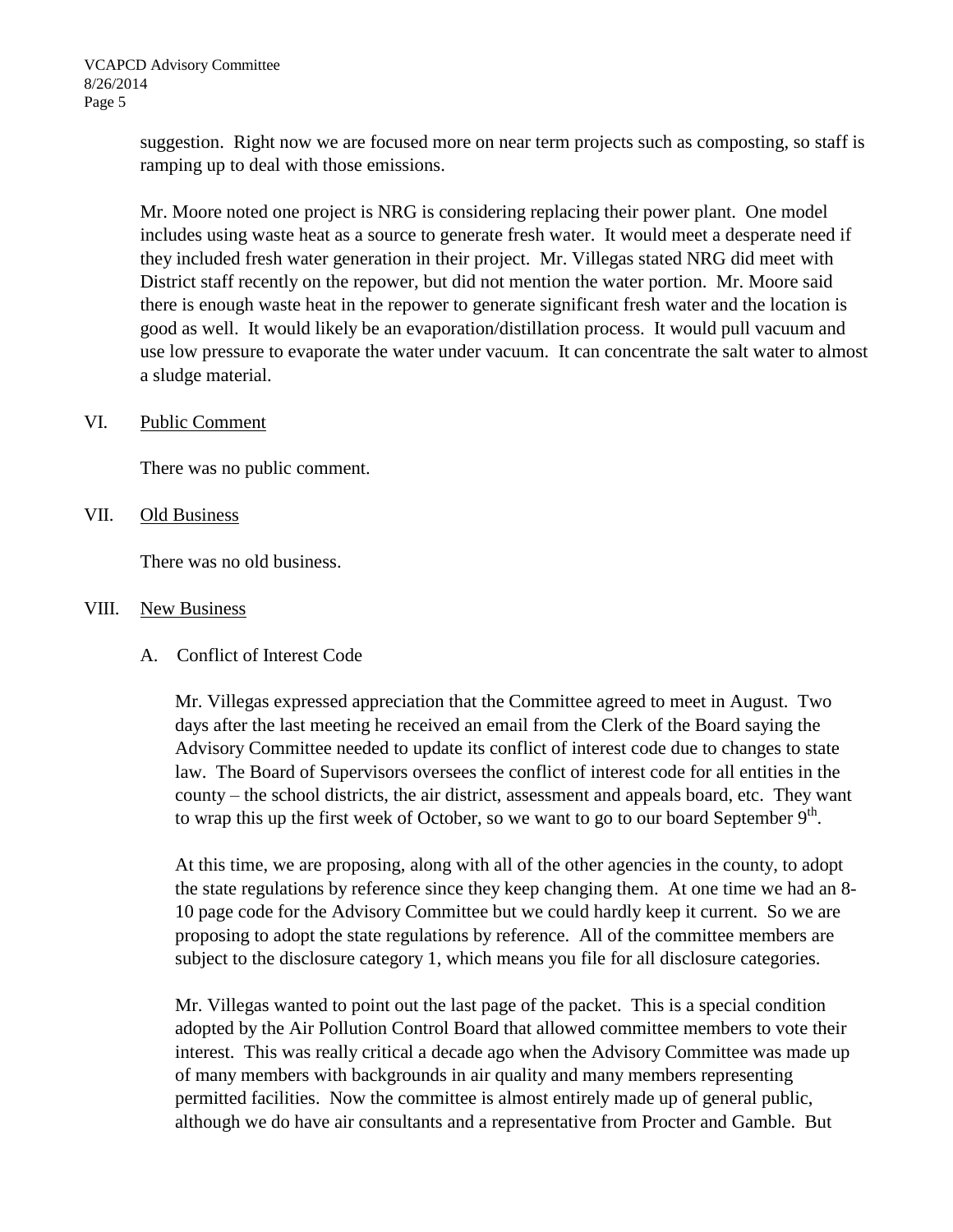suggestion. Right now we are focused more on near term projects such as composting, so staff is ramping up to deal with those emissions.

Mr. Moore noted one project is NRG is considering replacing their power plant. One model includes using waste heat as a source to generate fresh water. It would meet a desperate need if they included fresh water generation in their project. Mr. Villegas stated NRG did meet with District staff recently on the repower, but did not mention the water portion. Mr. Moore said there is enough waste heat in the repower to generate significant fresh water and the location is good as well. It would likely be an evaporation/distillation process. It would pull vacuum and use low pressure to evaporate the water under vacuum. It can concentrate the salt water to almost a sludge material.

VI. Public Comment

There was no public comment.

VII. Old Business

There was no old business.

VIII. New Business

A. Conflict of Interest Code

Mr. Villegas expressed appreciation that the Committee agreed to meet in August. Two days after the last meeting he received an email from the Clerk of the Board saying the Advisory Committee needed to update its conflict of interest code due to changes to state law. The Board of Supervisors oversees the conflict of interest code for all entities in the county – the school districts, the air district, assessment and appeals board, etc. They want to wrap this up the first week of October, so we want to go to our board September 9th.

At this time, we are proposing, along with all of the other agencies in the county, to adopt the state regulations by reference since they keep changing them. At one time we had an 8-10 page code for the Advisory Committee but we could hardly keep it current. So we are proposing to adopt the state regulations by reference. All of the committee members are subject to the disclosure category 1, which means you file for all disclosure categories.

Mr. Villegas wanted to point out the last page of the packet. This is a special condition adopted by the Air Pollution Control Board that allowed committee members to vote their interest. This was really critical a decade ago when the Advisory Committee was made up of many members with backgrounds in air quality and many members representing permitted facilities. Now the committee is almost entirely made up of general public, although we do have air consultants and a representative from Procter and Gamble. But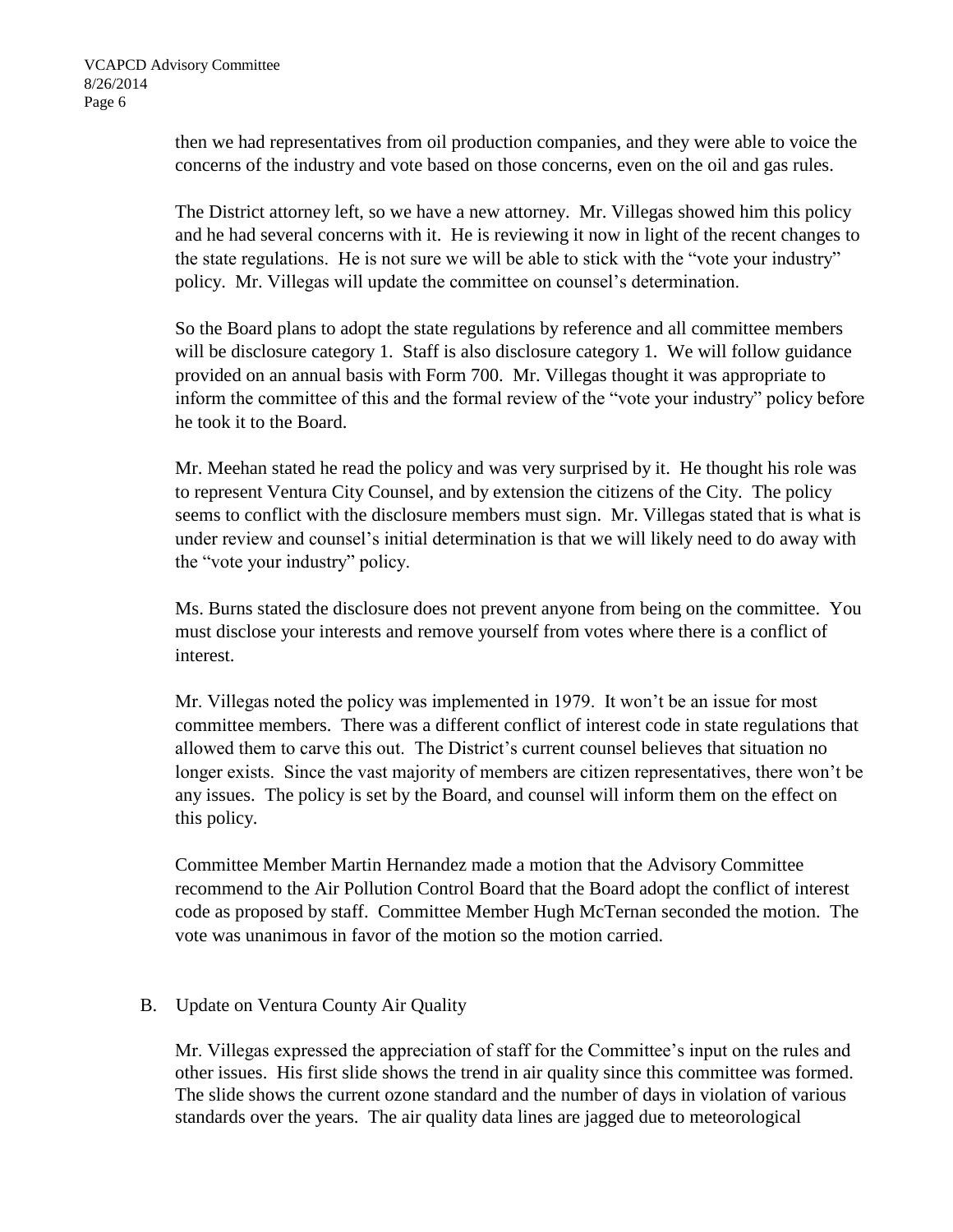then we had representatives from oil production companies, and they were able to voice the concerns of the industry and vote based on those concerns, even on the oil and gas rules.

The District attorney left, so we have a new attorney. Mr. Villegas showed him this policy and he had several concerns with it. He is reviewing it now in light of the recent changes to the state regulations. He is not sure we will be able to stick with the "vote your industry" policy. Mr. Villegas will update the committee on counsel's determination.

So the Board plans to adopt the state regulations by reference and all committee members will be disclosure category 1. Staff is also disclosure category 1. We will follow guidance provided on an annual basis with Form 700. Mr. Villegas thought it was appropriate to inform the committee of this and the formal review of the "vote your industry" policy before he took it to the Board.

Mr. Meehan stated he read the policy and was very surprised by it. He thought his role was to represent Ventura City Counsel, and by extension the citizens of the City. The policy seems to conflict with the disclosure members must sign. Mr. Villegas stated that is what is under review and counsel's initial determination is that we will likely need to do away with the "vote your industry" policy.

Ms. Burns stated the disclosure does not prevent anyone from being on the committee. You must disclose your interests and remove yourself from votes where there is a conflict of interest.

Mr. Villegas noted the policy was implemented in 1979. It won't be an issue for most committee members. There was a different conflict of interest code in state regulations that allowed them to carve this out. The District's current counsel believes that situation no longer exists. Since the vast majority of members are citizen representatives, there won't be any issues. The policy is set by the Board, and counsel will inform them on the effect on this policy.

Committee Member Martin Hernandez made a motion that the Advisory Committee recommend to the Air Pollution Control Board that the Board adopt the conflict of interest code as proposed by staff. Committee Member Hugh McTernan seconded the motion. The vote was unanimous in favor of the motion so the motion carried.

B. Update on Ventura County Air Quality

Mr. Villegas expressed the appreciation of staff for the Committee's input on the rules and other issues. His first slide shows the trend in air quality since this committee was formed. The slide shows the current ozone standard and the number of days in violation of various standards over the years. The air quality data lines are jagged due to meteorological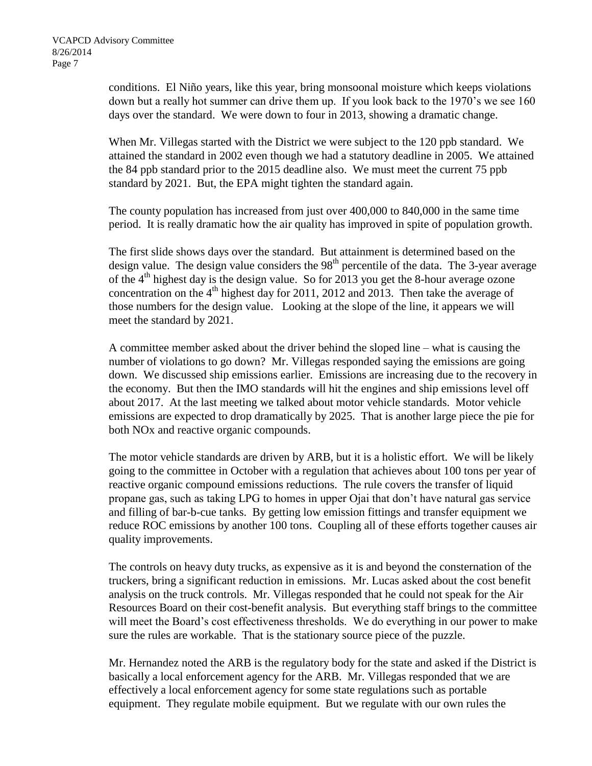conditions. El Niño years, like this year, bring monsoonal moisture which keeps violations down but a really hot summer can drive them up. If you look back to the 1970's we see 160 days over the standard. We were down to four in 2013, showing a dramatic change.

When Mr. Villegas started with the District we were subject to the 120 ppb standard. We attained the standard in 2002 even though we had a statutory deadline in 2005. We attained the 84 ppb standard prior to the 2015 deadline also. We must meet the current 75 ppb standard by 2021. But, the EPA might tighten the standard again.

The county population has increased from just over 400,000 to 840,000 in the same time period. It is really dramatic how the air quality has improved in spite of population growth.

The first slide shows days over the standard. But attainment is determined based on the design value. The design value considers the 98th percentile of the data. The 3-year average of the 4th highest day is the design value. So for 2013 you get the 8-hour average ozone concentration on the 4th highest day for 2011, 2012 and 2013. Then take the average of those numbers for the design value. Looking at the slope of the line, it appears we will meet the standard by 2021.

A committee member asked about the driver behind the sloped line – what is causing the number of violations to go down? Mr. Villegas responded saying the emissions are going down. We discussed ship emissions earlier. Emissions are increasing due to the recovery in the economy. But then the IMO standards will hit the engines and ship emissions level off about 2017. At the last meeting we talked about motor vehicle standards. Motor vehicle emissions are expected to drop dramatically by 2025. That is another large piece the pie for both NOx and reactive organic compounds.

The motor vehicle standards are driven by ARB, but it is a holistic effort. We will be likely going to the committee in October with a regulation that achieves about 100 tons per year of reactive organic compound emissions reductions. The rule covers the transfer of liquid propane gas, such as taking LPG to homes in upper Ojai that don't have natural gas service and filling of bar-b-cue tanks. By getting low emission fittings and transfer equipment we reduce ROC emissions by another 100 tons. Coupling all of these efforts together causes air quality improvements.

The controls on heavy duty trucks, as expensive as it is and beyond the consternation of the truckers, bring a significant reduction in emissions. Mr. Lucas asked about the cost benefit analysis on the truck controls. Mr. Villegas responded that he could not speak for the Air Resources Board on their cost-benefit analysis. But everything staff brings to the committee will meet the Board's cost effectiveness thresholds. We do everything in our power to make sure the rules are workable. That is the stationary source piece of the puzzle.

Mr. Hernandez noted the ARB is the regulatory body for the state and asked if the District is basically a local enforcement agency for the ARB. Mr. Villegas responded that we are effectively a local enforcement agency for some state regulations such as portable equipment. They regulate mobile equipment. But we regulate with our own rules the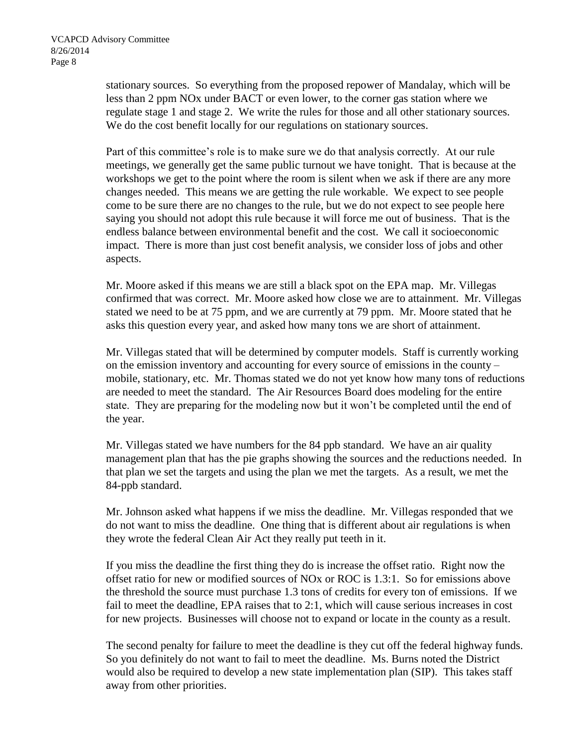stationary sources. So everything from the proposed repower of Mandalay, which will be less than 2 ppm NOx under BACT or even lower, to the corner gas station where we regulate stage 1 and stage 2. We write the rules for those and all other stationary sources. We do the cost benefit locally for our regulations on stationary sources.

Part of this committee's role is to make sure we do that analysis correctly. At our rule meetings, we generally get the same public turnout we have tonight. That is because at the workshops we get to the point where the room is silent when we ask if there are any more changes needed. This means we are getting the rule workable. We expect to see people come to be sure there are no changes to the rule, but we do not expect to see people here saying you should not adopt this rule because it will force me out of business. That is the endless balance between environmental benefit and the cost. We call it socioeconomic impact. There is more than just cost benefit analysis, we consider loss of jobs and other aspects.

Mr. Moore asked if this means we are still a black spot on the EPA map. Mr. Villegas confirmed that was correct. Mr. Moore asked how close we are to attainment. Mr. Villegas stated we need to be at 75 ppm, and we are currently at 79 ppm. Mr. Moore stated that he asks this question every year, and asked how many tons we are short of attainment.

Mr. Villegas stated that will be determined by computer models. Staff is currently working on the emission inventory and accounting for every source of emissions in the county – mobile, stationary, etc. Mr. Thomas stated we do not yet know how many tons of reductions are needed to meet the standard. The Air Resources Board does modeling for the entire state. They are preparing for the modeling now but it won't be completed until the end of the year.

Mr. Villegas stated we have numbers for the 84 ppb standard. We have an air quality management plan that has the pie graphs showing the sources and the reductions needed. In that plan we set the targets and using the plan we met the targets. As a result, we met the 84-ppb standard.

Mr. Johnson asked what happens if we miss the deadline. Mr. Villegas responded that we do not want to miss the deadline. One thing that is different about air regulations is when they wrote the federal Clean Air Act they really put teeth in it.

If you miss the deadline the first thing they do is increase the offset ratio. Right now the offset ratio for new or modified sources of NOx or ROC is 1.3:1. So for emissions above the threshold the source must purchase 1.3 tons of credits for every ton of emissions. If we fail to meet the deadline, EPA raises that to 2:1, which will cause serious increases in cost for new projects. Businesses will choose not to expand or locate in the county as a result.

The second penalty for failure to meet the deadline is they cut off the federal highway funds. So you definitely do not want to fail to meet the deadline. Ms. Burns noted the District would also be required to develop a new state implementation plan (SIP). This takes staff away from other priorities.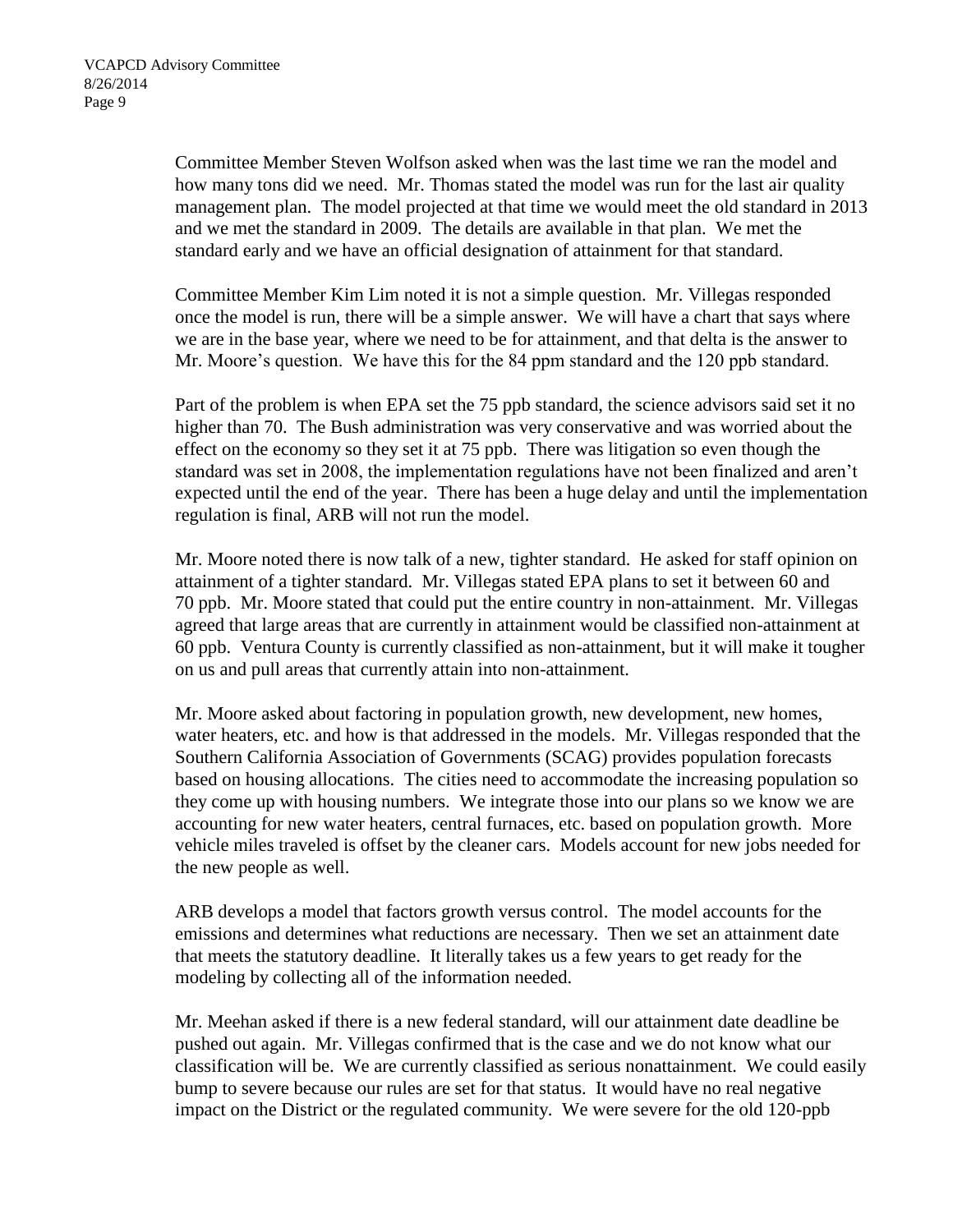Committee Member Steven Wolfson asked when was the last time we ran the model and how many tons did we need. Mr. Thomas stated the model was run for the last air quality management plan. The model projected at that time we would meet the old standard in 2013 and we met the standard in 2009. The details are available in that plan. We met the standard early and we have an official designation of attainment for that standard.

Committee Member Kim Lim noted it is not a simple question. Mr. Villegas responded once the model is run, there will be a simple answer. We will have a chart that says where we are in the base year, where we need to be for attainment, and that delta is the answer to Mr. Moore's question. We have this for the 84 ppm standard and the 120 ppb standard.

Part of the problem is when EPA set the 75 ppb standard, the science advisors said set it no higher than 70. The Bush administration was very conservative and was worried about the effect on the economy so they set it at 75 ppb. There was litigation so even though the standard was set in 2008, the implementation regulations have not been finalized and aren't expected until the end of the year. There has been a huge delay and until the implementation regulation is final, ARB will not run the model.

Mr. Moore noted there is now talk of a new, tighter standard. He asked for staff opinion on attainment of a tighter standard. Mr. Villegas stated EPA plans to set it between 60 and 70 ppb. Mr. Moore stated that could put the entire country in non-attainment. Mr. Villegas agreed that large areas that are currently in attainment would be classified non-attainment at 60 ppb. Ventura County is currently classified as non-attainment, but it will make it tougher on us and pull areas that currently attain into non-attainment.

Mr. Moore asked about factoring in population growth, new development, new homes, water heaters, etc. and how is that addressed in the models. Mr. Villegas responded that the Southern California Association of Governments (SCAG) provides population forecasts based on housing allocations. The cities need to accommodate the increasing population so they come up with housing numbers. We integrate those into our plans so we know we are accounting for new water heaters, central furnaces, etc. based on population growth. More vehicle miles traveled is offset by the cleaner cars. Models account for new jobs needed for the new people as well.

ARB develops a model that factors growth versus control. The model accounts for the emissions and determines what reductions are necessary. Then we set an attainment date that meets the statutory deadline. It literally takes us a few years to get ready for the modeling by collecting all of the information needed.

Mr. Meehan asked if there is a new federal standard, will our attainment date deadline be pushed out again. Mr. Villegas confirmed that is the case and we do not know what our classification will be. We are currently classified as serious nonattainment. We could easily bump to severe because our rules are set for that status. It would have no real negative impact on the District or the regulated community. We were severe for the old 120-ppb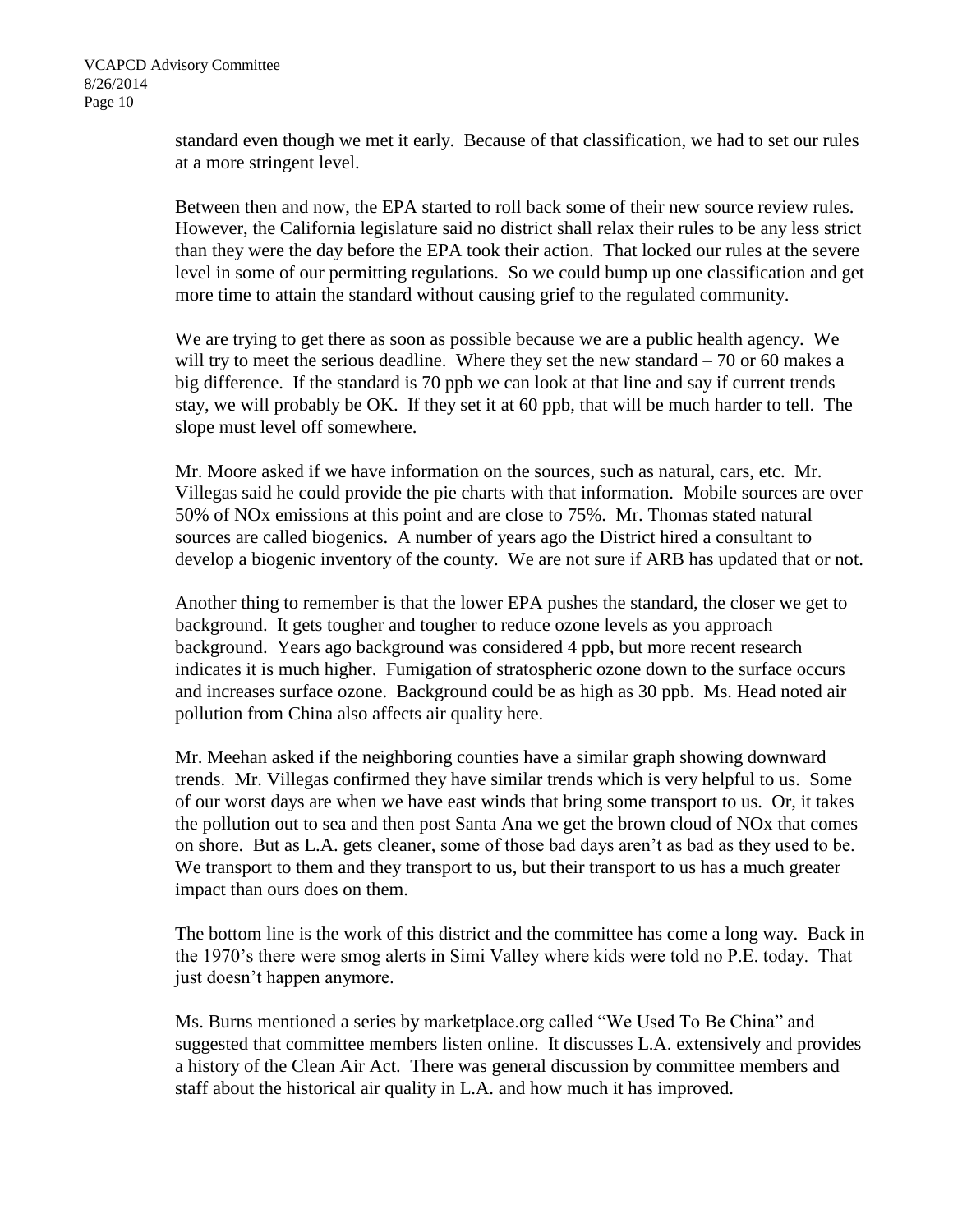standard even though we met it early. Because of that classification, we had to set our rules at a more stringent level.

Between then and now, the EPA started to roll back some of their new source review rules. However, the California legislature said no district shall relax their rules to be any less strict than they were the day before the EPA took their action. That locked our rules at the severe level in some of our permitting regulations. So we could bump up one classification and get more time to attain the standard without causing grief to the regulated community.

We are trying to get there as soon as possible because we are a public health agency. We will try to meet the serious deadline. Where they set the new standard – 70 or 60 makes a big difference. If the standard is 70 ppb we can look at that line and say if current trends stay, we will probably be OK. If they set it at 60 ppb, that will be much harder to tell. The slope must level off somewhere.

Mr. Moore asked if we have information on the sources, such as natural, cars, etc. Mr. Villegas said he could provide the pie charts with that information. Mobile sources are over 50% of NOx emissions at this point and are close to 75%. Mr. Thomas stated natural sources are called biogenics. A number of years ago the District hired a consultant to develop a biogenic inventory of the county. We are not sure if ARB has updated that or not.

Another thing to remember is that the lower EPA pushes the standard, the closer we get to background. It gets tougher and tougher to reduce ozone levels as you approach background. Years ago background was considered 4 ppb, but more recent research indicates it is much higher. Fumigation of stratospheric ozone down to the surface occurs and increases surface ozone. Background could be as high as 30 ppb. Ms. Head noted air pollution from China also affects air quality here.

Mr. Meehan asked if the neighboring counties have a similar graph showing downward trends. Mr. Villegas confirmed they have similar trends which is very helpful to us. Some of our worst days are when we have east winds that bring some transport to us. Or, it takes the pollution out to sea and then post Santa Ana we get the brown cloud of NOx that comes on shore. But as L.A. gets cleaner, some of those bad days aren't as bad as they used to be. We transport to them and they transport to us, but their transport to us has a much greater impact than ours does on them.

The bottom line is the work of this district and the committee has come a long way. Back in the 1970's there were smog alerts in Simi Valley where kids were told no P.E. today. That just doesn't happen anymore.

Ms. Burns mentioned a series by marketplace.org called "We Used To Be China" and suggested that committee members listen online. It discusses L.A. extensively and provides a history of the Clean Air Act. There was general discussion by committee members and staff about the historical air quality in L.A. and how much it has improved.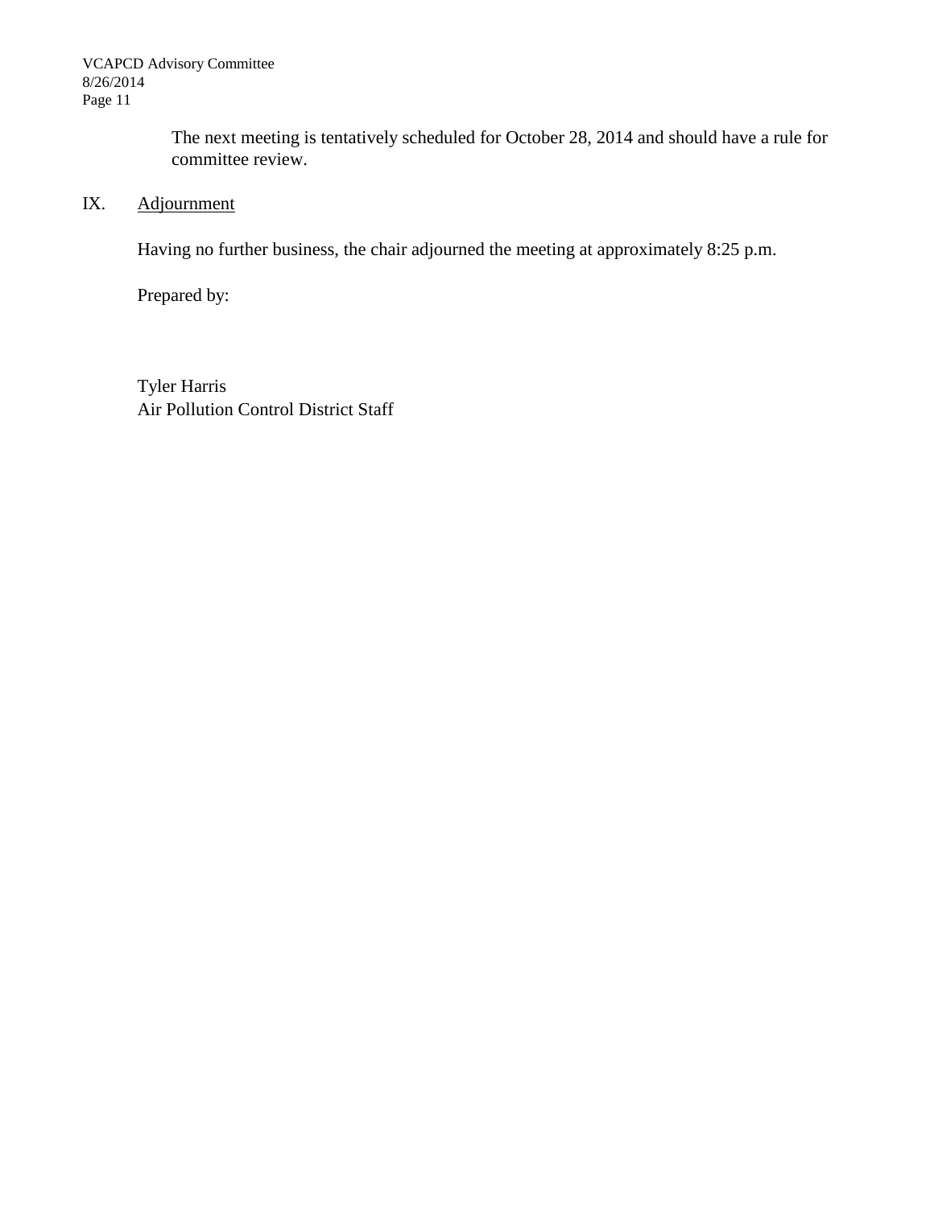The next meeting is tentatively scheduled for October 28, 2014 and should have a rule for committee review.

## IX. Adjournment

Having no further business, the chair adjourned the meeting at approximately 8:25 p.m.

Prepared by:

Tyler Harris
Air Pollution Control District Staff